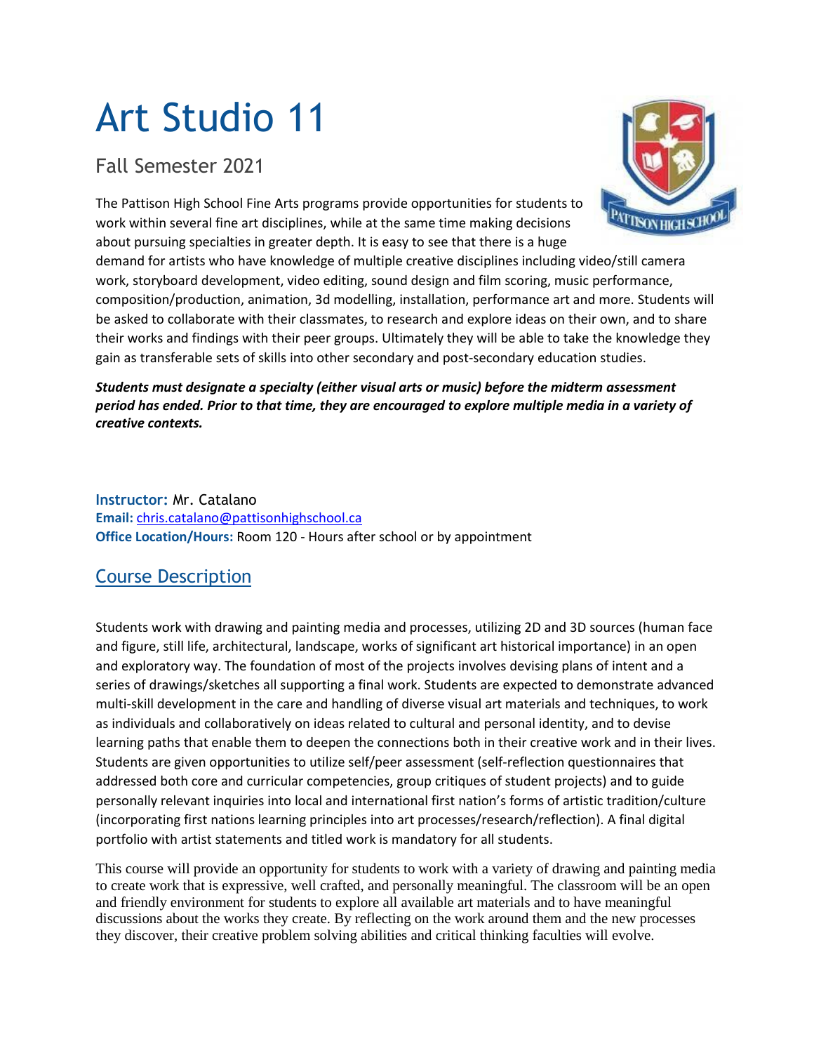# Art Studio 11

## Fall Semester 2021

The Pattison High School Fine Arts programs provide opportunities for students to work within several fine art disciplines, while at the same time making decisions about pursuing specialties in greater depth. It is easy to see that there is a huge demand for artists who have knowledge of multiple creative disciplines including video/still camera work, storyboard development, video editing, sound design and film scoring, music performance, composition/production, animation, 3d modelling, installation, performance art and more. Students will be asked to collaborate with their classmates, to research and explore ideas on their own, and to share their works and findings with their peer groups. Ultimately they will be able to take the knowledge they gain as transferable sets of skills into other secondary and post-secondary education studies.

***Students must designate a specialty (either visual arts or music) before the midterm assessment period has ended. Prior to that time, they are encouraged to explore multiple media in a variety of creative contexts.***

**Instructor:** Mr. Catalano
**Email:** chris.catalano@pattisonhighschool.ca
**Office Location/Hours:** Room 120 - Hours after school or by appointment

## Course Description

Students work with drawing and painting media and processes, utilizing 2D and 3D sources (human face and figure, still life, architectural, landscape, works of significant art historical importance) in an open and exploratory way. The foundation of most of the projects involves devising plans of intent and a series of drawings/sketches all supporting a final work. Students are expected to demonstrate advanced multi-skill development in the care and handling of diverse visual art materials and techniques, to work as individuals and collaboratively on ideas related to cultural and personal identity, and to devise learning paths that enable them to deepen the connections both in their creative work and in their lives. Students are given opportunities to utilize self/peer assessment (self-reflection questionnaires that addressed both core and curricular competencies, group critiques of student projects) and to guide personally relevant inquiries into local and international first nation's forms of artistic tradition/culture (incorporating first nations learning principles into art processes/research/reflection). A final digital portfolio with artist statements and titled work is mandatory for all students.

This course will provide an opportunity for students to work with a variety of drawing and painting media to create work that is expressive, well crafted, and personally meaningful. The classroom will be an open and friendly environment for students to explore all available art materials and to have meaningful discussions about the works they create. By reflecting on the work around them and the new processes they discover, their creative problem solving abilities and critical thinking faculties will evolve.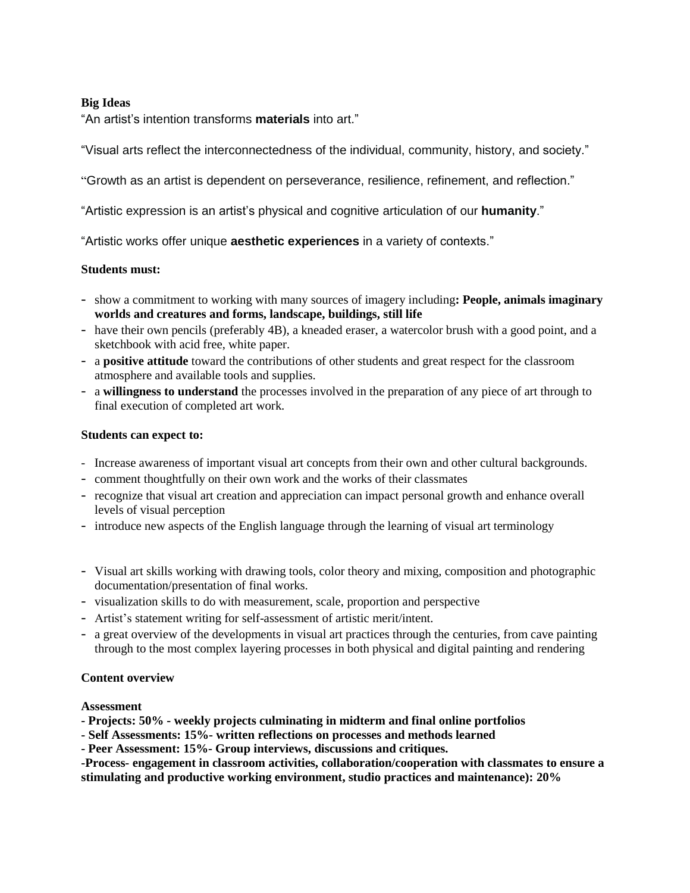**Big Ideas**

"An artist's intention transforms **materials** into art."

"Visual arts reflect the interconnectedness of the individual, community, history, and society."

"Growth as an artist is dependent on perseverance, resilience, refinement, and reflection."

"Artistic expression is an artist's physical and cognitive articulation of our **humanity**."

"Artistic works offer unique **aesthetic experiences** in a variety of contexts."

**Students must:**

- show a commitment to working with many sources of imagery including**: People, animals imaginary worlds and creatures and forms, landscape, buildings, still life**
- have their own pencils (preferably 4B), a kneaded eraser, a watercolor brush with a good point, and a sketchbook with acid free, white paper.
- a **positive attitude** toward the contributions of other students and great respect for the classroom atmosphere and available tools and supplies.
- a **willingness to understand** the processes involved in the preparation of any piece of art through to final execution of completed art work.

**Students can expect to:**

- Increase awareness of important visual art concepts from their own and other cultural backgrounds.
- comment thoughtfully on their own work and the works of their classmates
- recognize that visual art creation and appreciation can impact personal growth and enhance overall levels of visual perception
- introduce new aspects of the English language through the learning of visual art terminology

- Visual art skills working with drawing tools, color theory and mixing, composition and photographic documentation/presentation of final works.
- visualization skills to do with measurement, scale, proportion and perspective
- Artist's statement writing for self-assessment of artistic merit/intent.
- a great overview of the developments in visual art practices through the centuries, from cave painting through to the most complex layering processes in both physical and digital painting and rendering

**Content overview**

**Assessment**

**- Projects: 50% - weekly projects culminating in midterm and final online portfolios**

**- Self Assessments: 15%- written reflections on processes and methods learned**

**- Peer Assessment: 15%- Group interviews, discussions and critiques.**

**-Process- engagement in classroom activities, collaboration/cooperation with classmates to ensure a stimulating and productive working environment, studio practices and maintenance): 20%**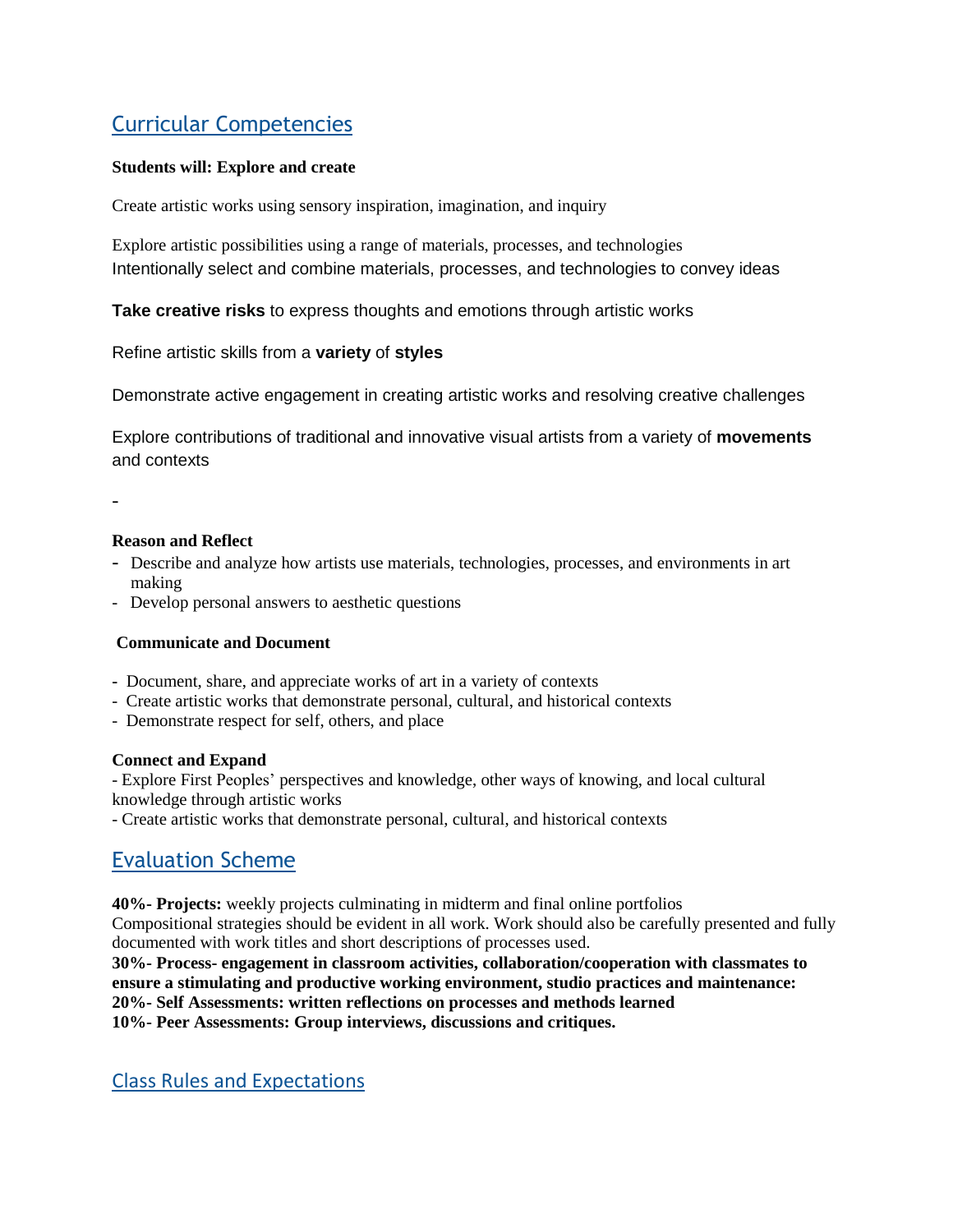## Curricular Competencies

**Students will: Explore and create**

Create artistic works using sensory inspiration, imagination, and inquiry

Explore artistic possibilities using a range of materials, processes, and technologies
Intentionally select and combine materials, processes, and technologies to convey ideas

**Take creative risks** to express thoughts and emotions through artistic works

Refine artistic skills from a **variety** of **styles**

Demonstrate active engagement in creating artistic works and resolving creative challenges

Explore contributions of traditional and innovative visual artists from a variety of **movements** and contexts

-

**Reason and Reflect**

- Describe and analyze how artists use materials, technologies, processes, and environments in art making
- Develop personal answers to aesthetic questions

**Communicate and Document**

- Document, share, and appreciate works of art in a variety of contexts
- Create artistic works that demonstrate personal, cultural, and historical contexts
- Demonstrate respect for self, others, and place

**Connect and Expand**

- Explore First Peoples' perspectives and knowledge, other ways of knowing, and local cultural knowledge through artistic works
- Create artistic works that demonstrate personal, cultural, and historical contexts

## Evaluation Scheme

**40%- Projects:** weekly projects culminating in midterm and final online portfolios
Compositional strategies should be evident in all work. Work should also be carefully presented and fully documented with work titles and short descriptions of processes used.
**30%- Process- engagement in classroom activities, collaboration/cooperation with classmates to ensure a stimulating and productive working environment, studio practices and maintenance:**
**20%- Self Assessments: written reflections on processes and methods learned**
**10%- Peer Assessments: Group interviews, discussions and critiques.**

## Class Rules and Expectations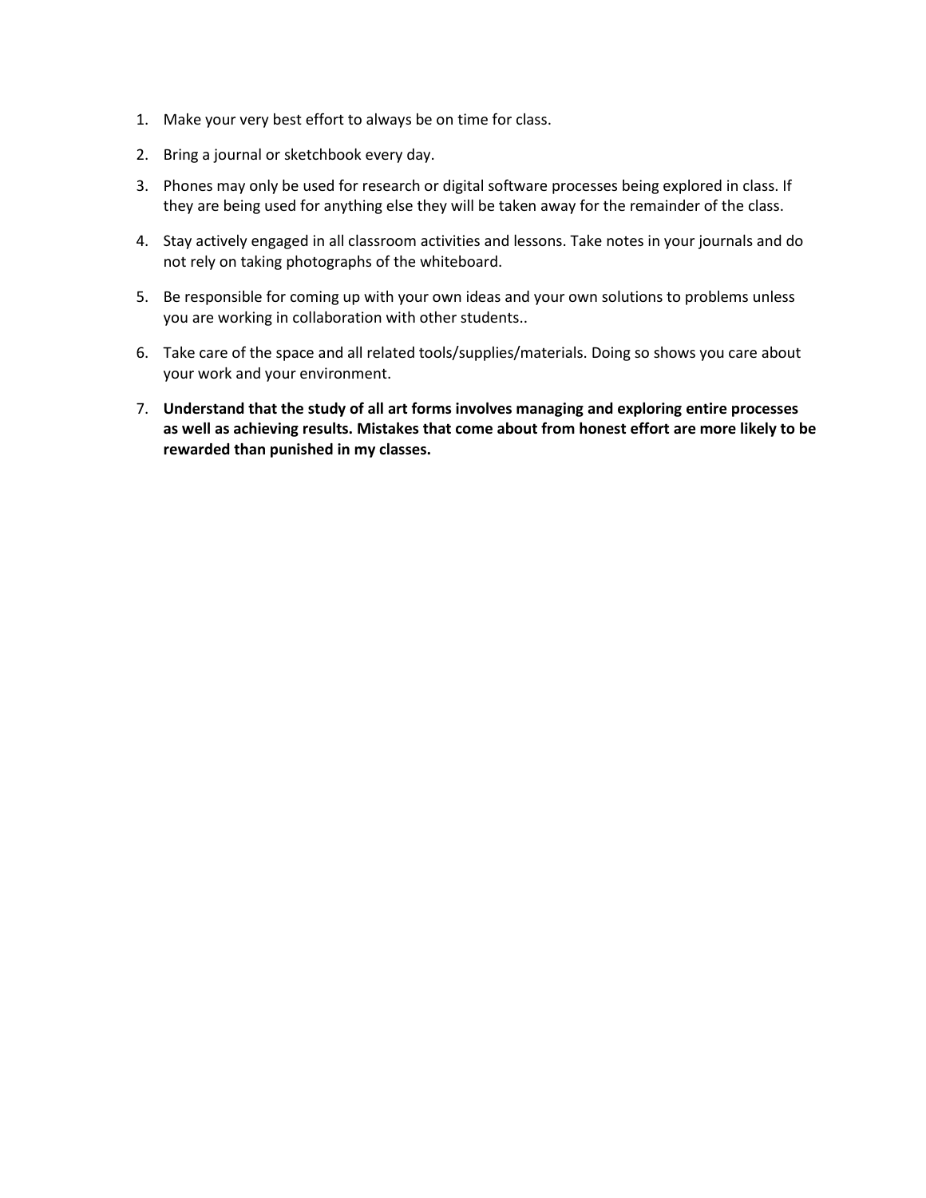1. Make your very best effort to always be on time for class.
2. Bring a journal or sketchbook every day.
3. Phones may only be used for research or digital software processes being explored in class. If they are being used for anything else they will be taken away for the remainder of the class.
4. Stay actively engaged in all classroom activities and lessons. Take notes in your journals and do not rely on taking photographs of the whiteboard.
5. Be responsible for coming up with your own ideas and your own solutions to problems unless you are working in collaboration with other students..
6. Take care of the space and all related tools/supplies/materials. Doing so shows you care about your work and your environment.
7. **Understand that the study of all art forms involves managing and exploring entire processes as well as achieving results. Mistakes that come about from honest effort are more likely to be rewarded than punished in my classes.**